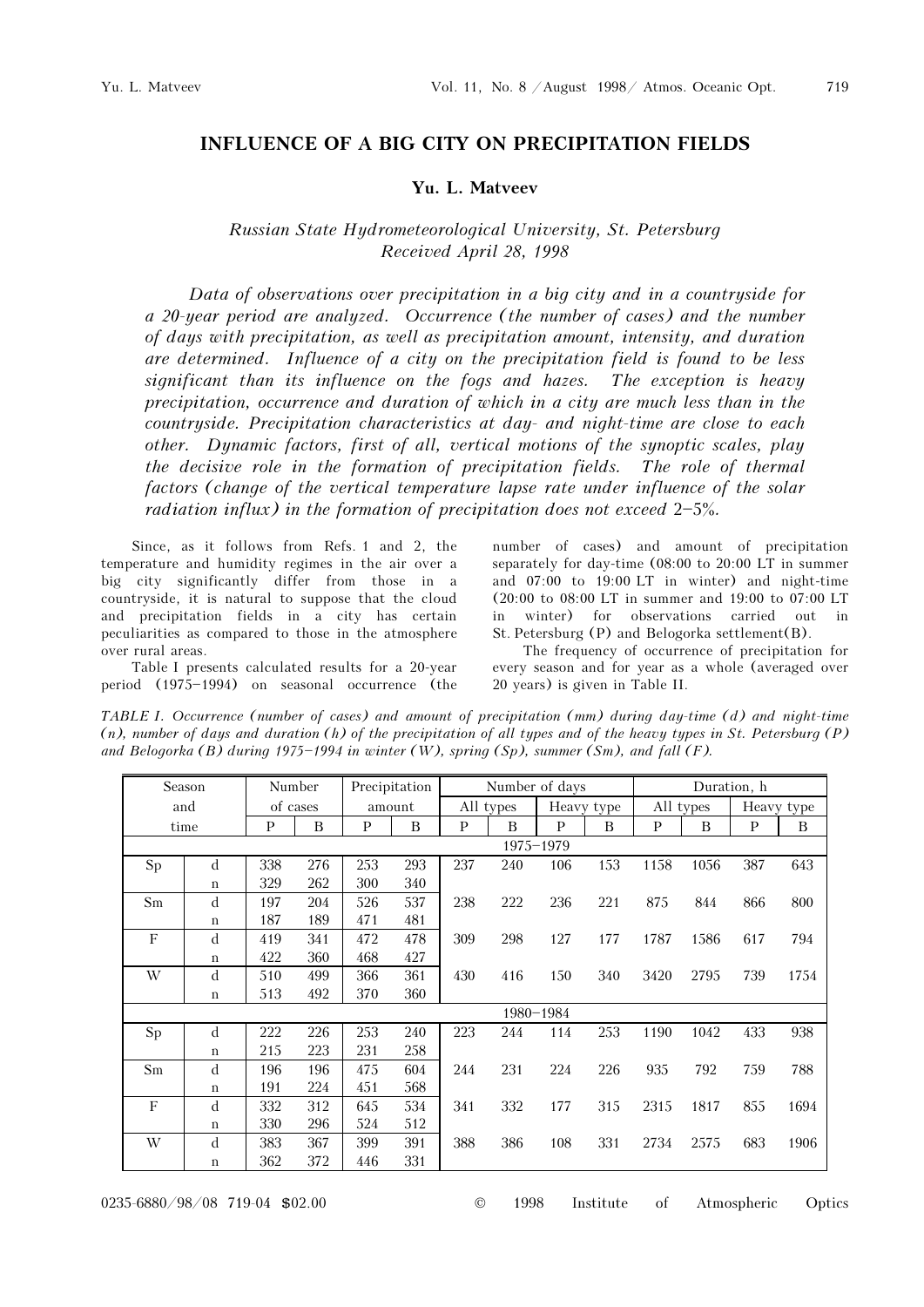# INFLUENCE OF A BIG CITY ON PRECIPITATION FIELDS

**Yu. L. Matveev**

*Russian State Hydrometeorological University, St. Petersburg*
*Received April 28, 1998*

*Data of observations over precipitation in a big city and in a countryside for a 20-year period are analyzed. Occurrence (the number of cases) and the number of days with precipitation, as well as precipitation amount, intensity, and duration are determined. Influence of a city on the precipitation field is found to be less significant than its influence on the fogs and hazes. The exception is heavy precipitation, occurrence and duration of which in a city are much less than in the countryside. Precipitation characteristics at day- and night-time are close to each other. Dynamic factors, first of all, vertical motions of the synoptic scales, play the decisive role in the formation of precipitation fields. The role of thermal factors (change of the vertical temperature lapse rate under influence of the solar radiation influx) in the formation of precipitation does not exceed 2–5%.*

Since, as it follows from Refs. 1 and 2, the temperature and humidity regimes in the air over a big city significantly differ from those in a countryside, it is natural to suppose that the cloud and precipitation fields in a city has certain peculiarities as compared to those in the atmosphere over rural areas.

Table I presents calculated results for a 20-year period (1975–1994) on seasonal occurrence (the number of cases) and amount of precipitation separately for day-time (08:00 to 20:00 LT in summer and 07:00 to 19:00 LT in winter) and night-time (20:00 to 08:00 LT in summer and 19:00 to 07:00 LT in winter) for observations carried out in St. Petersburg (P) and Belogorka settlement(B).

The frequency of occurrence of precipitation for every season and for year as a whole (averaged over 20 years) is given in Table II.

*TABLE I. Occurrence (number of cases) and amount of precipitation (mm) during day-time (d) and night-time (n), number of days and duration (h) of the precipitation of all types and of the heavy types in St. Petersburg (P) and Belogorka (B) during 1975–1994 in winter (W), spring (Sp), summer (Sm), and fall (F).*

| Season and time | | Number of cases | | Precipitation amount | | Number of days | | | | Duration, h | | | |
|---|---|---|---|---|---|---|---|---|---|---|---|---|---|
| | | | | | | All types | | Heavy type | | All types | | Heavy type | |
| | | P | B | P | B | P | B | P | B | P | B | P | B |
| 1975–1979 | | | | | | | | | | | | | |
| Sp | d | 338 | 276 | 253 | 293 | 237 | 240 | 106 | 153 | 1158 | 1056 | 387 | 643 |
| | n | 329 | 262 | 300 | 340 | | | | | | | | |
| Sm | d | 197 | 204 | 526 | 537 | 238 | 222 | 236 | 221 | 875 | 844 | 866 | 800 |
| | n | 187 | 189 | 471 | 481 | | | | | | | | |
| F | d | 419 | 341 | 472 | 478 | 309 | 298 | 127 | 177 | 1787 | 1586 | 617 | 794 |
| | n | 422 | 360 | 468 | 427 | | | | | | | | |
| W | d | 510 | 499 | 366 | 361 | 430 | 416 | 150 | 340 | 3420 | 2795 | 739 | 1754 |
| | n | 513 | 492 | 370 | 360 | | | | | | | | |
| 1980–1984 | | | | | | | | | | | | | |
| Sp | d | 222 | 226 | 253 | 240 | 223 | 244 | 114 | 253 | 1190 | 1042 | 433 | 938 |
| | n | 215 | 223 | 231 | 258 | | | | | | | | |
| Sm | d | 196 | 196 | 475 | 604 | 244 | 231 | 224 | 226 | 935 | 792 | 759 | 788 |
| | n | 191 | 224 | 451 | 568 | | | | | | | | |
| F | d | 332 | 312 | 645 | 534 | 341 | 332 | 177 | 315 | 2315 | 1817 | 855 | 1694 |
| | n | 330 | 296 | 524 | 512 | | | | | | | | |
| W | d | 383 | 367 | 399 | 391 | 388 | 386 | 108 | 331 | 2734 | 2575 | 683 | 1906 |
| | n | 362 | 372 | 446 | 331 | | | | | | | | |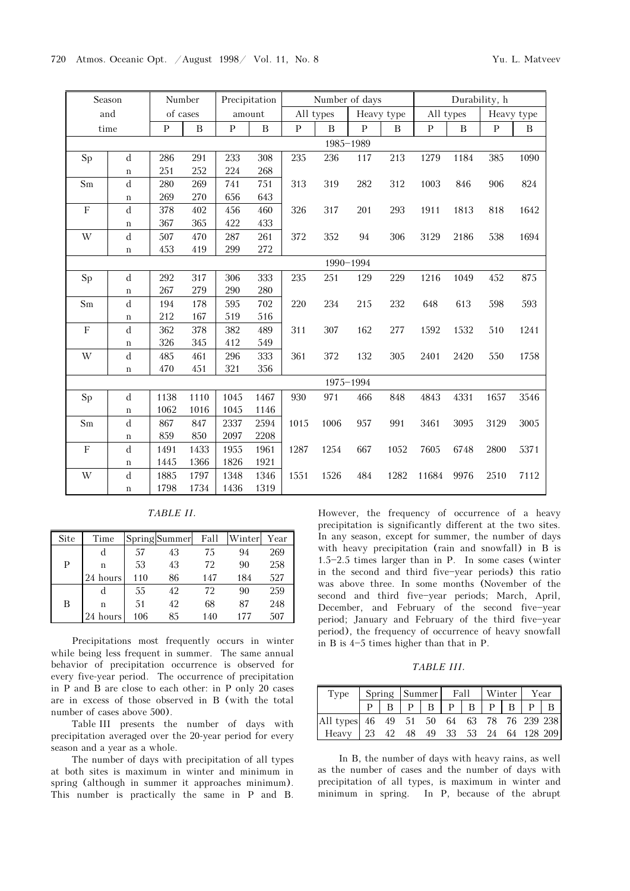| Season and time | | Number of cases | | Precipitation amount | | Number of days | | | | Durability, h | | | |
|---|---|---|---|---|---|---|---|---|---|---|---|---|---|
| | | | | | | All types | | Heavy type | | All types | | Heavy type | |
| | | P | B | P | B | P | B | P | B | P | B | P | B |
| 1985–1989 | | | | | | | | | | | | | |
| Sp | d | 286 | 291 | 233 | 308 | 235 | 236 | 117 | 213 | 1279 | 1184 | 385 | 1090 |
| | n | 251 | 252 | 224 | 268 | | | | | | | | |
| Sm | d | 280 | 269 | 741 | 751 | 313 | 319 | 282 | 312 | 1003 | 846 | 906 | 824 |
| | n | 269 | 270 | 656 | 643 | | | | | | | | |
| F | d | 378 | 402 | 456 | 460 | 326 | 317 | 201 | 293 | 1911 | 1813 | 818 | 1642 |
| | n | 367 | 365 | 422 | 433 | | | | | | | | |
| W | d | 507 | 470 | 287 | 261 | 372 | 352 | 94 | 306 | 3129 | 2186 | 538 | 1694 |
| | n | 453 | 419 | 299 | 272 | | | | | | | | |
| 1990–1994 | | | | | | | | | | | | | |
| Sp | d | 292 | 317 | 306 | 333 | 235 | 251 | 129 | 229 | 1216 | 1049 | 452 | 875 |
| | n | 267 | 279 | 290 | 280 | | | | | | | | |
| Sm | d | 194 | 178 | 595 | 702 | 220 | 234 | 215 | 232 | 648 | 613 | 598 | 593 |
| | n | 212 | 167 | 519 | 516 | | | | | | | | |
| F | d | 362 | 378 | 382 | 489 | 311 | 307 | 162 | 277 | 1592 | 1532 | 510 | 1241 |
| | n | 326 | 345 | 412 | 549 | | | | | | | | |
| W | d | 485 | 461 | 296 | 333 | 361 | 372 | 132 | 305 | 2401 | 2420 | 550 | 1758 |
| | n | 470 | 451 | 321 | 356 | | | | | | | | |
| 1975–1994 | | | | | | | | | | | | | |
| Sp | d | 1138 | 1110 | 1045 | 1467 | 930 | 971 | 466 | 848 | 4843 | 4331 | 1657 | 3546 |
| | n | 1062 | 1016 | 1045 | 1146 | | | | | | | | |
| Sm | d | 867 | 847 | 2337 | 2594 | 1015 | 1006 | 957 | 991 | 3461 | 3095 | 3129 | 3005 |
| | n | 859 | 850 | 2097 | 2208 | | | | | | | | |
| F | d | 1491 | 1433 | 1955 | 1961 | 1287 | 1254 | 667 | 1052 | 7605 | 6748 | 2800 | 5371 |
| | n | 1445 | 1366 | 1826 | 1921 | | | | | | | | |
| W | d | 1885 | 1797 | 1348 | 1346 | 1551 | 1526 | 484 | 1282 | 11684 | 9976 | 2510 | 7112 |
| | n | 1798 | 1734 | 1436 | 1319 | | | | | | | | |

*TABLE II.*

| Site | Time | Spring | Summer | Fall | Winter | Year |
|---|---|---|---|---|---|---|
| P | d | 57 | 43 | 75 | 94 | 269 |
| | n | 53 | 43 | 72 | 90 | 258 |
| | 24 hours | 110 | 86 | 147 | 184 | 527 |
| B | d | 55 | 42 | 72 | 90 | 259 |
| | n | 51 | 42 | 68 | 87 | 248 |
| | 24 hours | 106 | 85 | 140 | 177 | 507 |

Precipitations most frequently occurs in winter while being less frequent in summer. The same annual behavior of precipitation occurrence is observed for every five-year period. The occurrence of precipitation in P and B are close to each other: in P only 20 cases are in excess of those observed in B (with the total number of cases above 500).

Table III presents the number of days with precipitation averaged over the 20-year period for every season and a year as a whole.

The number of days with precipitation of all types at both sites is maximum in winter and minimum in spring (although in summer it approaches minimum). This number is practically the same in P and B. However, the frequency of occurrence of a heavy precipitation is significantly different at the two sites. In any season, except for summer, the number of days with heavy precipitation (rain and snowfall) in B is 1.5–2.5 times larger than in P. In some cases (winter in the second and third five-year periods) this ratio was above three. In some months (November of the second and third five-year periods; March, April, December, and February of the second five-year period; January and February of the third five-year period), the frequency of occurrence of heavy snowfall in B is 4–5 times higher than that in P.

*TABLE III.*

| Type | Spring | | Summer | | Fall | | Winter | | Year | |
|---|---|---|---|---|---|---|---|---|---|---|
| | P | B | P | B | P | B | P | B | P | B |
| All types | 46 | 49 | 51 | 50 | 64 | 63 | 78 | 76 | 239 | 238 |
| Heavy | 23 | 42 | 48 | 49 | 33 | 53 | 24 | 64 | 128 | 209 |

In B, the number of days with heavy rains, as well as the number of cases and the number of days with precipitation of all types, is maximum in winter and minimum in spring. In P, because of the abrupt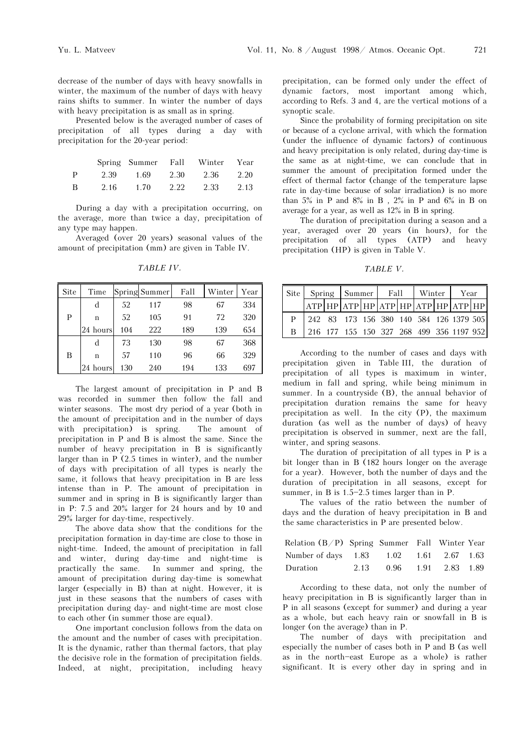decrease of the number of days with heavy snowfalls in winter, the maximum of the number of days with heavy rains shifts to summer. In winter the number of days with heavy precipitation is as small as in spring.

Presented below is the averaged number of cases of precipitation of all types during a day with precipitation for the 20-year period:

| | Spring | Summer | Fall | Winter | Year |
|---|---|---|---|---|---|
| P | 2.39 | 1.69 | 2.30 | 2.36 | 2.20 |
| B | 2.16 | 1.70 | 2.22 | 2.33 | 2.13 |

During a day with a precipitation occurring, on the average, more than twice a day, precipitation of any type may happen.

Averaged (over 20 years) seasonal values of the amount of precipitation (mm) are given in Table IV.

*TABLE IV.*

| Site | Time | Spring | Summer | Fall | Winter | Year |
|---|---|---|---|---|---|---|
| P | d | 52 | 117 | 98 | 67 | 334 |
| | n | 52 | 105 | 91 | 72 | 320 |
| | 24 hours | 104 | 222 | 189 | 139 | 654 |
| B | d | 73 | 130 | 98 | 67 | 368 |
| | n | 57 | 110 | 96 | 66 | 329 |
| | 24 hours | 130 | 240 | 194 | 133 | 697 |

The largest amount of precipitation in P and B was recorded in summer then follow the fall and winter seasons. The most dry period of a year (both in the amount of precipitation and in the number of days with precipitation) is spring. The amount of precipitation in P and B is almost the same. Since the number of heavy precipitation in B is significantly larger than in P (2.5 times in winter), and the number of days with precipitation of all types is nearly the same, it follows that heavy precipitation in B are less intense than in P. The amount of precipitation in summer and in spring in B is significantly larger than in P: 7.5 and 20% larger for 24 hours and by 10 and 29% larger for day-time, respectively.

The above data show that the conditions for the precipitation formation in day-time are close to those in night-time. Indeed, the amount of precipitation in fall and winter, during day-time and night-time is practically the same. In summer and spring, the amount of precipitation during day-time is somewhat larger (especially in B) than at night. However, it is just in these seasons that the numbers of cases with precipitation during day- and night-time are most close to each other (in summer those are equal).

One important conclusion follows from the data on the amount and the number of cases with precipitation. It is the dynamic, rather than thermal factors, that play the decisive role in the formation of precipitation fields. Indeed, at night, precipitation, including heavy precipitation, can be formed only under the effect of dynamic factors, most important among which, according to Refs. 3 and 4, are the vertical motions of a synoptic scale.

Since the probability of forming precipitation on site or because of a cyclone arrival, with which the formation (under the influence of dynamic factors) of continuous and heavy precipitation is only related, during day-time is the same as at night-time, we can conclude that in summer the amount of precipitation formed under the effect of thermal factor (change of the temperature lapse rate in day-time because of solar irradiation) is no more than 5% in P and 8% in B, 2% in P and 6% in B on average for a year, as well as 12% in B in spring.

The duration of precipitation during a season and a year, averaged over 20 years (in hours), for the precipitation of all types (ATP) and heavy precipitation (HP) is given in Table V.

*TABLE V.*

| Site | Spring | | Summer | | Fall | | Winter | | Year | |
|---|---|---|---|---|---|---|---|---|---|---|
| | ATP | HP | ATP | HP | ATP | HP | ATP | HP | ATP | HP |
| P | 242 | 83 | 173 | 156 | 380 | 140 | 584 | 126 | 1379 | 505 |
| B | 216 | 177 | 155 | 150 | 327 | 268 | 499 | 356 | 1197 | 952 |

According to the number of cases and days with precipitation given in Table III, the duration of precipitation of all types is maximum in winter, medium in fall and spring, while being minimum in summer. In a countryside (B), the annual behavior of precipitation duration remains the same for heavy precipitation as well. In the city (P), the maximum duration (as well as the number of days) of heavy precipitation is observed in summer, next are the fall, winter, and spring seasons.

The duration of precipitation of all types in P is a bit longer than in B (182 hours longer on the average for a year). However, both the number of days and the duration of precipitation in all seasons, except for summer, in B is 1.5–2.5 times larger than in P.

The values of the ratio between the number of days and the duration of heavy precipitation in B and the same characteristics in P are presented below.

| Relation (B/P) | Spring | Summer | Fall | Winter | Year |
|---|---|---|---|---|---|
| Number of days | 1.83 | 1.02 | 1.61 | 2.67 | 1.63 |
| Duration | 2.13 | 0.96 | 1.91 | 2.83 | 1.89 |

According to these data, not only the number of heavy precipitation in B is significantly larger than in P in all seasons (except for summer) and during a year as a whole, but each heavy rain or snowfall in B is longer (on the average) than in P.

The number of days with precipitation and especially the number of cases both in P and B (as well as in the north-east Europe as a whole) is rather significant. It is every other day in spring and in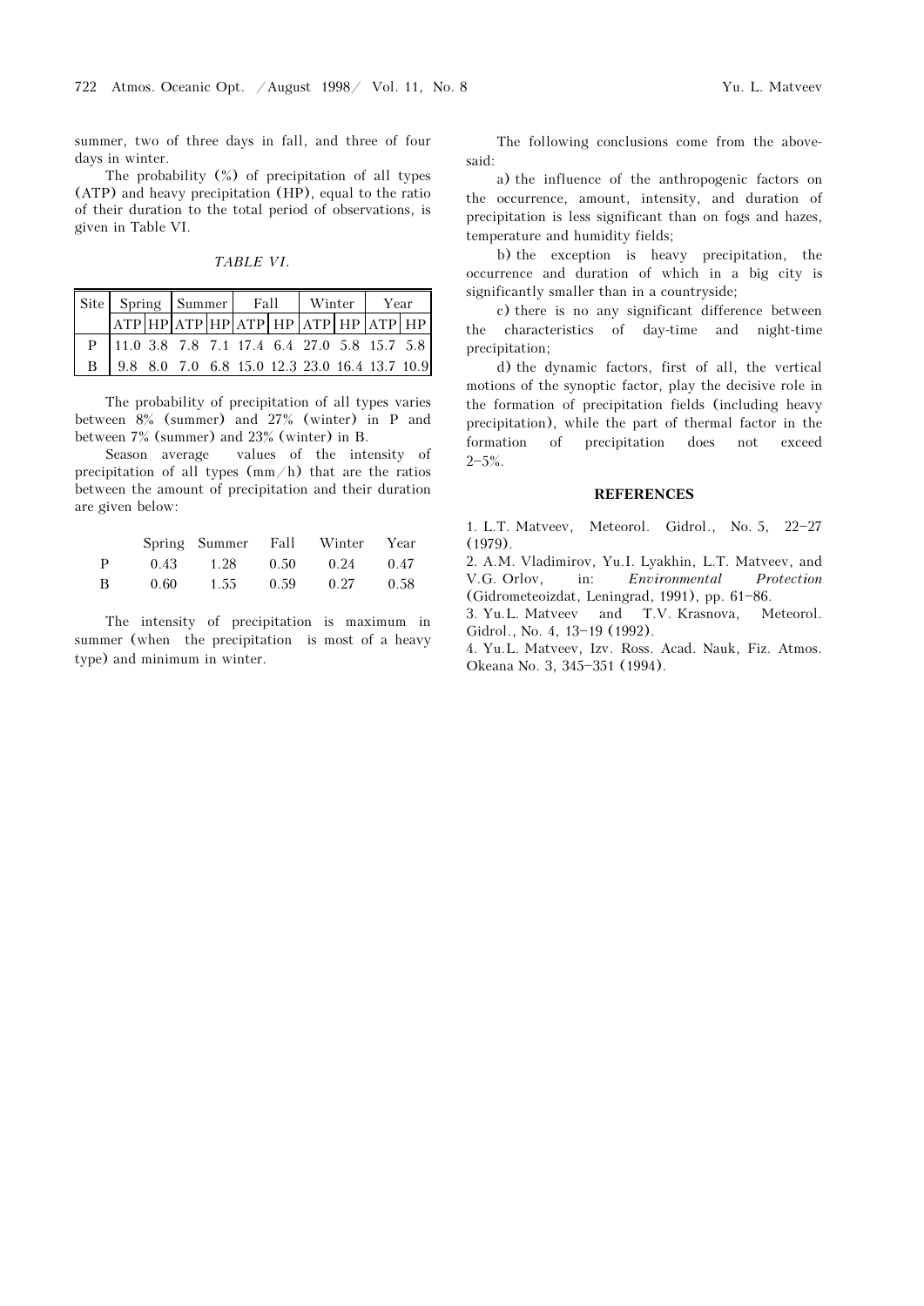summer, two of three days in fall, and three of four days in winter.

The probability (%) of precipitation of all types (ATP) and heavy precipitation (HP), equal to the ratio of their duration to the total period of observations, is given in Table VI.

*TABLE VI.*

| Site | Spring | | Summer | | Fall | | Winter | | Year | |
|---|---|---|---|---|---|---|---|---|---|---|
| | ATP | HP | ATP | HP | ATP | HP | ATP | HP | ATP | HP |
| P | 11.0 | 3.8 | 7.8 | 7.1 | 17.4 | 6.4 | 27.0 | 5.8 | 15.7 | 5.8 |
| B | 9.8 | 8.0 | 7.0 | 6.8 | 15.0 | 12.3 | 23.0 | 16.4 | 13.7 | 10.9 |

The probability of precipitation of all types varies between 8% (summer) and 27% (winter) in P and between 7% (summer) and 23% (winter) in B.

Season average values of the intensity of precipitation of all types (mm/h) that are the ratios between the amount of precipitation and their duration are given below:

| | Spring | Summer | Fall | Winter | Year |
|---|---|---|---|---|---|
| P | 0.43 | 1.28 | 0.50 | 0.24 | 0.47 |
| B | 0.60 | 1.55 | 0.59 | 0.27 | 0.58 |

The intensity of precipitation is maximum in summer (when the precipitation is most of a heavy type) and minimum in winter.

The following conclusions come from the abovesaid:

a) the influence of the anthropogenic factors on the occurrence, amount, intensity, and duration of precipitation is less significant than on fogs and hazes, temperature and humidity fields;

b) the exception is heavy precipitation, the occurrence and duration of which in a big city is significantly smaller than in a countryside;

c) there is no any significant difference between the characteristics of day-time and night-time precipitation;

d) the dynamic factors, first of all, the vertical motions of the synoptic factor, play the decisive role in the formation of precipitation fields (including heavy precipitation), while the part of thermal factor in the formation of precipitation does not exceed 2–5%.

## REFERENCES

1. L.T. Matveev, Meteorol. Gidrol., No. 5, 22–27 (1979).
2. A.M. Vladimirov, Yu.I. Lyakhin, L.T. Matveev, and V.G. Orlov, in: *Environmental Protection* (Gidrometeoizdat, Leningrad, 1991), pp. 61–86.
3. Yu.L. Matveev and T.V. Krasnova, Meteorol. Gidrol., No. 4, 13–19 (1992).
4. Yu.L. Matveev, Izv. Ross. Acad. Nauk, Fiz. Atmos. Okeana No. 3, 345–351 (1994).